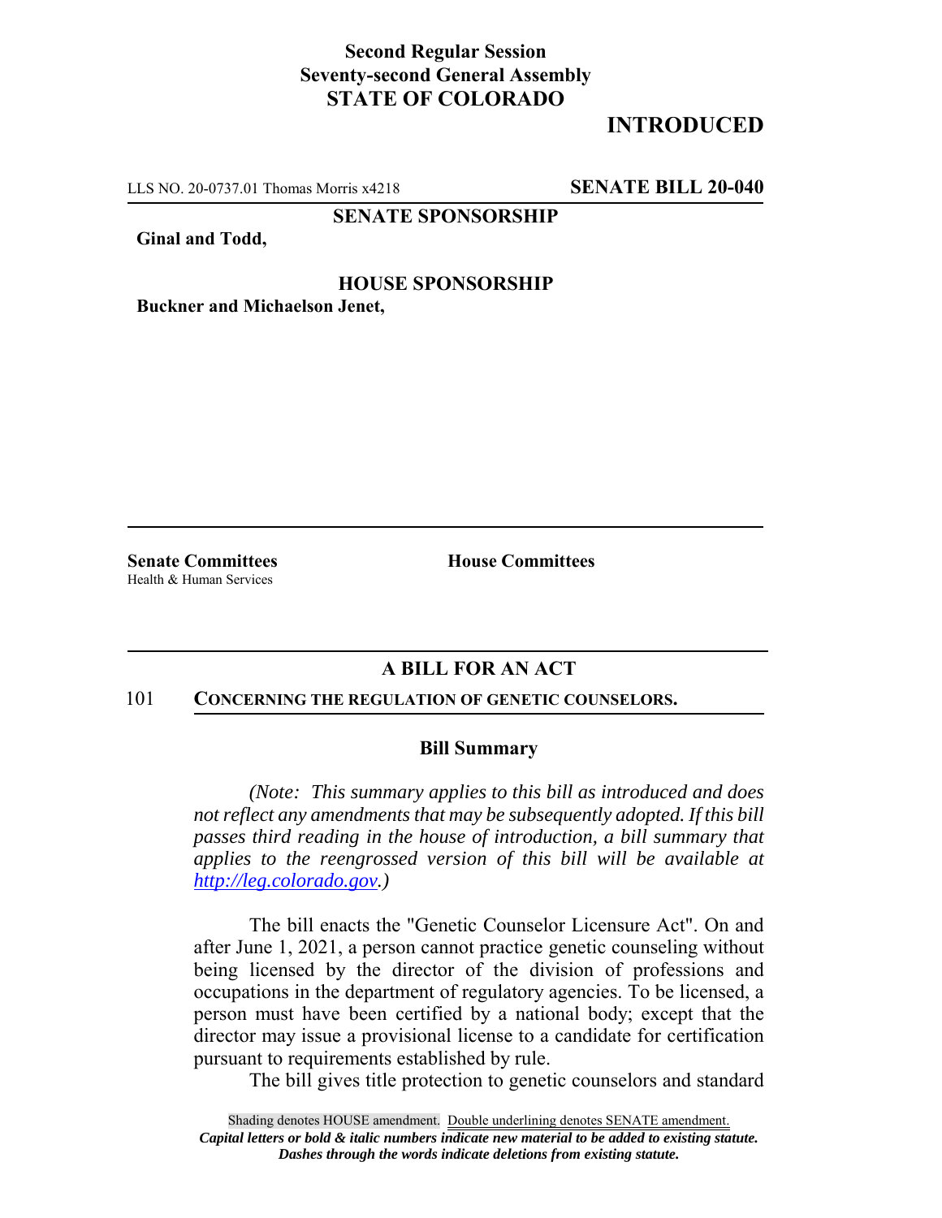**Second Regular Session**
**Seventy-second General Assembly**
**STATE OF COLORADO**

# INTRODUCTED

LLS NO. 20-0737.01 Thomas Morris x4218 **SENATE BILL 20-040**

**SENATE SPONSORSHIP**

**Ginal and Todd,**

**HOUSE SPONSORSHIP**

**Buckner and Michaelson Jenet,**

**Senate Committees**
Health & Human Services

**House Committees**

## A BILL FOR AN ACT

101 **CONCERNING THE REGULATION OF GENETIC COUNSELORS.**

### Bill Summary

*(Note: This summary applies to this bill as introduced and does not reflect any amendments that may be subsequently adopted. If this bill passes third reading in the house of introduction, a bill summary that applies to the reengrossed version of this bill will be available at http://leg.colorado.gov.)*

The bill enacts the "Genetic Counselor Licensure Act". On and after June 1, 2021, a person cannot practice genetic counseling without being licensed by the director of the division of professions and occupations in the department of regulatory agencies. To be licensed, a person must have been certified by a national body; except that the director may issue a provisional license to a candidate for certification pursuant to requirements established by rule.

The bill gives title protection to genetic counselors and standard

Shading denotes HOUSE amendment. Double underlining denotes SENATE amendment.
*Capital letters or bold & italic numbers indicate new material to be added to existing statute.*
*Dashes through the words indicate deletions from existing statute.*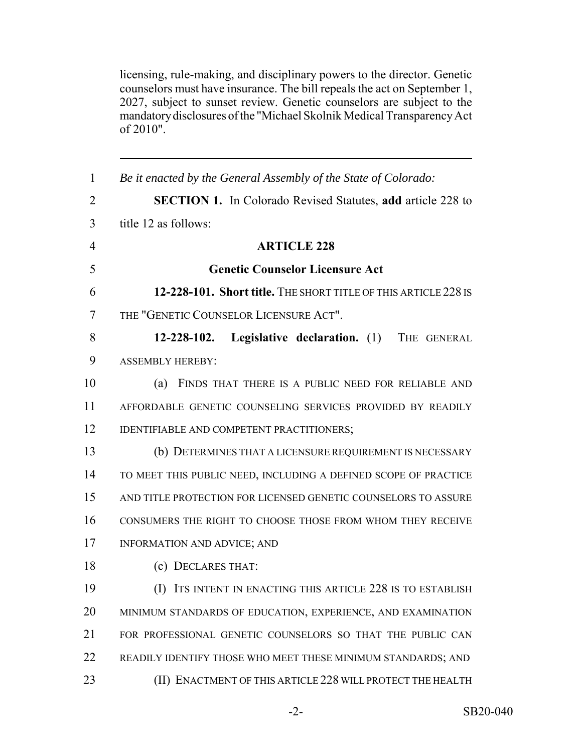licensing, rule-making, and disciplinary powers to the director. Genetic counselors must have insurance. The bill repeals the act on September 1, 2027, subject to sunset review. Genetic counselors are subject to the mandatory disclosures of the "Michael Skolnik Medical Transparency Act of 2010".

---

1 *Be it enacted by the General Assembly of the State of Colorado:*

2 **SECTION 1.** In Colorado Revised Statutes, **add** article 228 to
3 title 12 as follows:

4 **ARTICLE 228**

5 **Genetic Counselor Licensure Act**

6 **12-228-101. Short title.** THE SHORT TITLE OF THIS ARTICLE 228 IS
7 THE "GENETIC COUNSELOR LICENSURE ACT".

8 **12-228-102. Legislative declaration.** (1) THE GENERAL
9 ASSEMBLY HEREBY:

10 (a) FINDS THAT THERE IS A PUBLIC NEED FOR RELIABLE AND
11 AFFORDABLE GENETIC COUNSELING SERVICES PROVIDED BY READILY
12 IDENTIFIABLE AND COMPETENT PRACTITIONERS;

13 (b) DETERMINES THAT A LICENSURE REQUIREMENT IS NECESSARY
14 TO MEET THIS PUBLIC NEED, INCLUDING A DEFINED SCOPE OF PRACTICE
15 AND TITLE PROTECTION FOR LICENSED GENETIC COUNSELORS TO ASSURE
16 CONSUMERS THE RIGHT TO CHOOSE THOSE FROM WHOM THEY RECEIVE
17 INFORMATION AND ADVICE; AND

18 (c) DECLARES THAT:

19 (I) ITS INTENT IN ENACTING THIS ARTICLE 228 IS TO ESTABLISH
20 MINIMUM STANDARDS OF EDUCATION, EXPERIENCE, AND EXAMINATION
21 FOR PROFESSIONAL GENETIC COUNSELORS SO THAT THE PUBLIC CAN
22 READILY IDENTIFY THOSE WHO MEET THESE MINIMUM STANDARDS; AND

23 (II) ENACTMENT OF THIS ARTICLE 228 WILL PROTECT THE HEALTH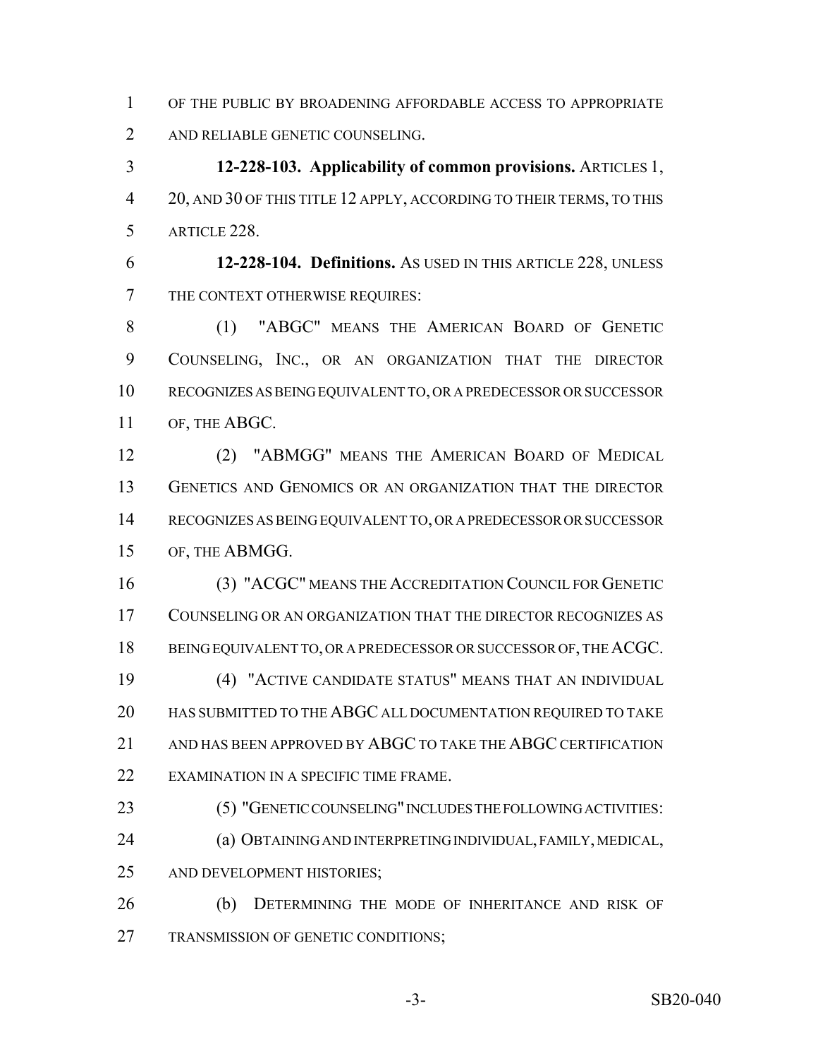OF THE PUBLIC BY BROADENING AFFORDABLE ACCESS TO APPROPRIATE AND RELIABLE GENETIC COUNSELING.

**12-228-103. Applicability of common provisions.** ARTICLES 1, 20, AND 30 OF THIS TITLE 12 APPLY, ACCORDING TO THEIR TERMS, TO THIS ARTICLE 228.

**12-228-104. Definitions.** AS USED IN THIS ARTICLE 228, UNLESS THE CONTEXT OTHERWISE REQUIRES:

(1) "ABGC" MEANS THE AMERICAN BOARD OF GENETIC COUNSELING, INC., OR AN ORGANIZATION THAT THE DIRECTOR RECOGNIZES AS BEING EQUIVALENT TO, OR A PREDECESSOR OR SUCCESSOR OF, THE ABGC.

(2) "ABMGG" MEANS THE AMERICAN BOARD OF MEDICAL GENETICS AND GENOMICS OR AN ORGANIZATION THAT THE DIRECTOR RECOGNIZES AS BEING EQUIVALENT TO, OR A PREDECESSOR OR SUCCESSOR OF, THE ABMGG.

(3) "ACGC" MEANS THE ACCREDITATION COUNCIL FOR GENETIC COUNSELING OR AN ORGANIZATION THAT THE DIRECTOR RECOGNIZES AS BEING EQUIVALENT TO, OR A PREDECESSOR OR SUCCESSOR OF, THE ACGC.

(4) "ACTIVE CANDIDATE STATUS" MEANS THAT AN INDIVIDUAL HAS SUBMITTED TO THE ABGC ALL DOCUMENTATION REQUIRED TO TAKE AND HAS BEEN APPROVED BY ABGC TO TAKE THE ABGC CERTIFICATION EXAMINATION IN A SPECIFIC TIME FRAME.

(5) "GENETIC COUNSELING" INCLUDES THE FOLLOWING ACTIVITIES:

(a) OBTAINING AND INTERPRETING INDIVIDUAL, FAMILY, MEDICAL, AND DEVELOPMENT HISTORIES;

(b) DETERMINING THE MODE OF INHERITANCE AND RISK OF TRANSMISSION OF GENETIC CONDITIONS;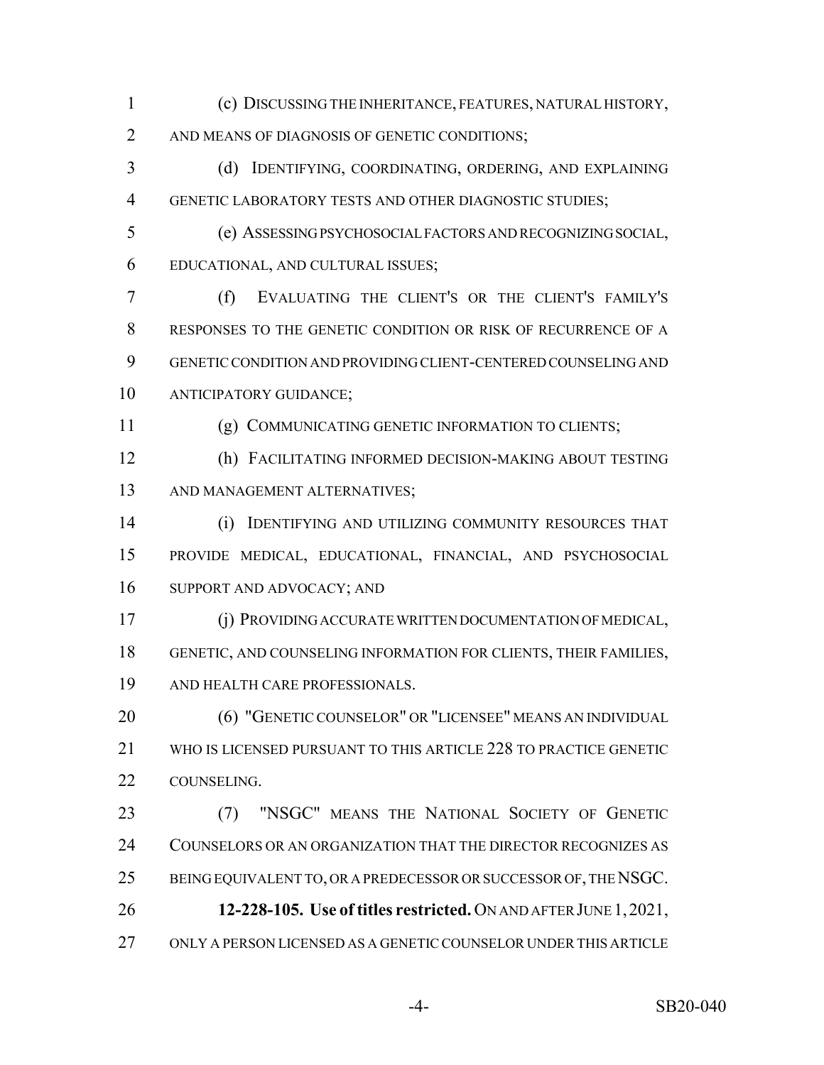(c) DISCUSSING THE INHERITANCE, FEATURES, NATURAL HISTORY, AND MEANS OF DIAGNOSIS OF GENETIC CONDITIONS;

(d) IDENTIFYING, COORDINATING, ORDERING, AND EXPLAINING GENETIC LABORATORY TESTS AND OTHER DIAGNOSTIC STUDIES;

(e) ASSESSING PSYCHOSOCIAL FACTORS AND RECOGNIZING SOCIAL, EDUCATIONAL, AND CULTURAL ISSUES;

(f) EVALUATING THE CLIENT'S OR THE CLIENT'S FAMILY'S RESPONSES TO THE GENETIC CONDITION OR RISK OF RECURRENCE OF A GENETIC CONDITION AND PROVIDING CLIENT-CENTERED COUNSELING AND ANTICIPATORY GUIDANCE;

(g) COMMUNICATING GENETIC INFORMATION TO CLIENTS;

(h) FACILITATING INFORMED DECISION-MAKING ABOUT TESTING AND MANAGEMENT ALTERNATIVES;

(i) IDENTIFYING AND UTILIZING COMMUNITY RESOURCES THAT PROVIDE MEDICAL, EDUCATIONAL, FINANCIAL, AND PSYCHOSOCIAL SUPPORT AND ADVOCACY; AND

(j) PROVIDING ACCURATE WRITTEN DOCUMENTATION OF MEDICAL, GENETIC, AND COUNSELING INFORMATION FOR CLIENTS, THEIR FAMILIES, AND HEALTH CARE PROFESSIONALS.

(6) "GENETIC COUNSELOR" OR "LICENSEE" MEANS AN INDIVIDUAL WHO IS LICENSED PURSUANT TO THIS ARTICLE 228 TO PRACTICE GENETIC COUNSELING.

(7) "NSGC" MEANS THE NATIONAL SOCIETY OF GENETIC COUNSELORS OR AN ORGANIZATION THAT THE DIRECTOR RECOGNIZES AS BEING EQUIVALENT TO, OR A PREDECESSOR OR SUCCESSOR OF, THE NSGC.

**12-228-105. Use of titles restricted.** ON AND AFTER JUNE 1, 2021, ONLY A PERSON LICENSED AS A GENETIC COUNSELOR UNDER THIS ARTICLE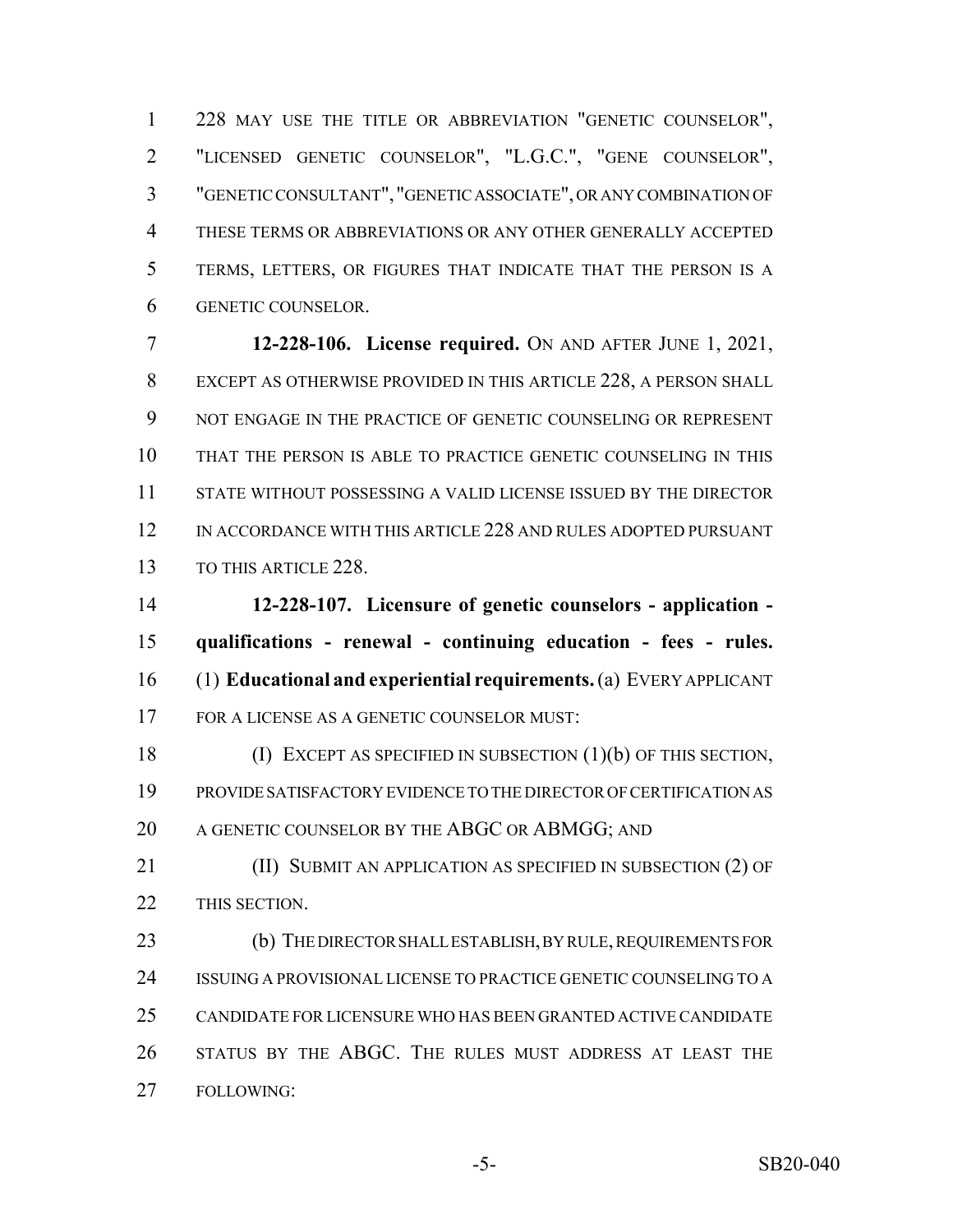228 MAY USE THE TITLE OR ABBREVIATION "GENETIC COUNSELOR", "LICENSED GENETIC COUNSELOR", "L.G.C.", "GENE COUNSELOR", "GENETIC CONSULTANT", "GENETIC ASSOCIATE", OR ANY COMBINATION OF THESE TERMS OR ABBREVIATIONS OR ANY OTHER GENERALLY ACCEPTED TERMS, LETTERS, OR FIGURES THAT INDICATE THAT THE PERSON IS A GENETIC COUNSELOR.

**12-228-106. License required.** ON AND AFTER JUNE 1, 2021, EXCEPT AS OTHERWISE PROVIDED IN THIS ARTICLE 228, A PERSON SHALL NOT ENGAGE IN THE PRACTICE OF GENETIC COUNSELING OR REPRESENT THAT THE PERSON IS ABLE TO PRACTICE GENETIC COUNSELING IN THIS STATE WITHOUT POSSESSING A VALID LICENSE ISSUED BY THE DIRECTOR IN ACCORDANCE WITH THIS ARTICLE 228 AND RULES ADOPTED PURSUANT TO THIS ARTICLE 228.

**12-228-107. Licensure of genetic counselors - application - qualifications - renewal - continuing education - fees - rules.** (1) **Educational and experiential requirements.** (a) EVERY APPLICANT FOR A LICENSE AS A GENETIC COUNSELOR MUST:

(I) EXCEPT AS SPECIFIED IN SUBSECTION (1)(b) OF THIS SECTION, PROVIDE SATISFACTORY EVIDENCE TO THE DIRECTOR OF CERTIFICATION AS A GENETIC COUNSELOR BY THE ABGC OR ABMGG; AND

(II) SUBMIT AN APPLICATION AS SPECIFIED IN SUBSECTION (2) OF THIS SECTION.

(b) THE DIRECTOR SHALL ESTABLISH, BY RULE, REQUIREMENTS FOR ISSUING A PROVISIONAL LICENSE TO PRACTICE GENETIC COUNSELING TO A CANDIDATE FOR LICENSURE WHO HAS BEEN GRANTED ACTIVE CANDIDATE STATUS BY THE ABGC. THE RULES MUST ADDRESS AT LEAST THE FOLLOWING: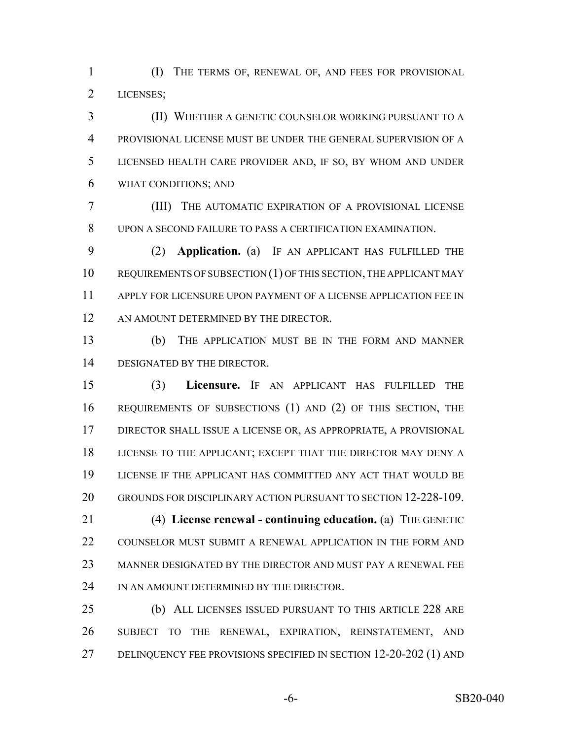(I) THE TERMS OF, RENEWAL OF, AND FEES FOR PROVISIONAL LICENSES;

(II) WHETHER A GENETIC COUNSELOR WORKING PURSUANT TO A PROVISIONAL LICENSE MUST BE UNDER THE GENERAL SUPERVISION OF A LICENSED HEALTH CARE PROVIDER AND, IF SO, BY WHOM AND UNDER WHAT CONDITIONS; AND

(III) THE AUTOMATIC EXPIRATION OF A PROVISIONAL LICENSE UPON A SECOND FAILURE TO PASS A CERTIFICATION EXAMINATION.

(2) **Application.** (a) IF AN APPLICANT HAS FULFILLED THE REQUIREMENTS OF SUBSECTION (1) OF THIS SECTION, THE APPLICANT MAY APPLY FOR LICENSURE UPON PAYMENT OF A LICENSE APPLICATION FEE IN AN AMOUNT DETERMINED BY THE DIRECTOR.

(b) THE APPLICATION MUST BE IN THE FORM AND MANNER DESIGNATED BY THE DIRECTOR.

(3) **Licensure.** IF AN APPLICANT HAS FULFILLED THE REQUIREMENTS OF SUBSECTIONS (1) AND (2) OF THIS SECTION, THE DIRECTOR SHALL ISSUE A LICENSE OR, AS APPROPRIATE, A PROVISIONAL LICENSE TO THE APPLICANT; EXCEPT THAT THE DIRECTOR MAY DENY A LICENSE IF THE APPLICANT HAS COMMITTED ANY ACT THAT WOULD BE GROUNDS FOR DISCIPLINARY ACTION PURSUANT TO SECTION 12-228-109.

(4) **License renewal - continuing education.** (a) THE GENETIC COUNSELOR MUST SUBMIT A RENEWAL APPLICATION IN THE FORM AND MANNER DESIGNATED BY THE DIRECTOR AND MUST PAY A RENEWAL FEE IN AN AMOUNT DETERMINED BY THE DIRECTOR.

(b) ALL LICENSES ISSUED PURSUANT TO THIS ARTICLE 228 ARE SUBJECT TO THE RENEWAL, EXPIRATION, REINSTATEMENT, AND DELINQUENCY FEE PROVISIONS SPECIFIED IN SECTION 12-20-202 (1) AND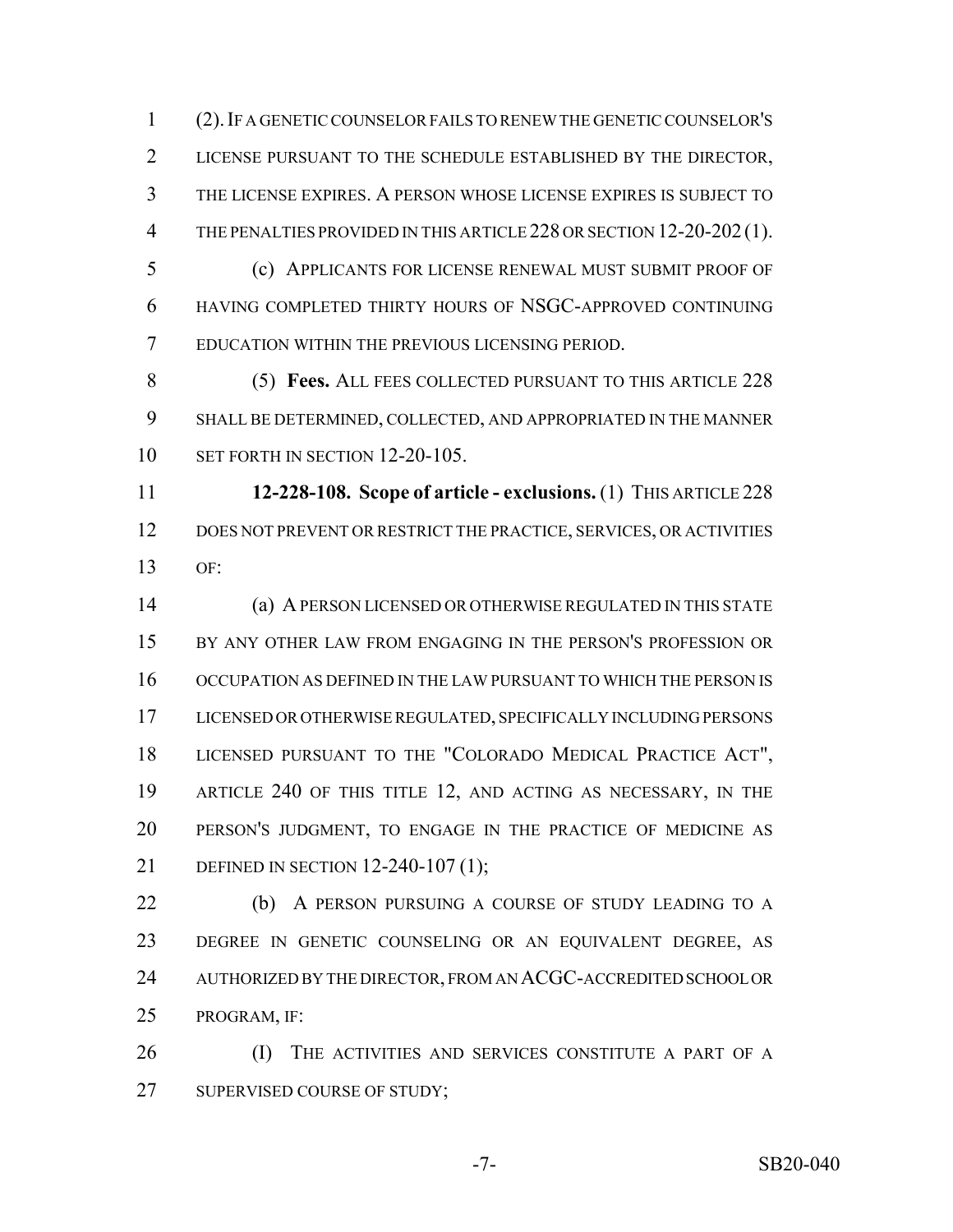(2). IF A GENETIC COUNSELOR FAILS TO RENEW THE GENETIC COUNSELOR'S LICENSE PURSUANT TO THE SCHEDULE ESTABLISHED BY THE DIRECTOR, THE LICENSE EXPIRES. A PERSON WHOSE LICENSE EXPIRES IS SUBJECT TO THE PENALTIES PROVIDED IN THIS ARTICLE 228 OR SECTION 12-20-202 (1).

(c) APPLICANTS FOR LICENSE RENEWAL MUST SUBMIT PROOF OF HAVING COMPLETED THIRTY HOURS OF NSGC-APPROVED CONTINUING EDUCATION WITHIN THE PREVIOUS LICENSING PERIOD.

(5) **Fees.** ALL FEES COLLECTED PURSUANT TO THIS ARTICLE 228 SHALL BE DETERMINED, COLLECTED, AND APPROPRIATED IN THE MANNER SET FORTH IN SECTION 12-20-105.

**12-228-108. Scope of article - exclusions.** (1) THIS ARTICLE 228 DOES NOT PREVENT OR RESTRICT THE PRACTICE, SERVICES, OR ACTIVITIES OF:

(a) A PERSON LICENSED OR OTHERWISE REGULATED IN THIS STATE BY ANY OTHER LAW FROM ENGAGING IN THE PERSON'S PROFESSION OR OCCUPATION AS DEFINED IN THE LAW PURSUANT TO WHICH THE PERSON IS LICENSED OR OTHERWISE REGULATED, SPECIFICALLY INCLUDING PERSONS LICENSED PURSUANT TO THE "COLORADO MEDICAL PRACTICE ACT", ARTICLE 240 OF THIS TITLE 12, AND ACTING AS NECESSARY, IN THE PERSON'S JUDGMENT, TO ENGAGE IN THE PRACTICE OF MEDICINE AS DEFINED IN SECTION 12-240-107 (1);

(b) A PERSON PURSUING A COURSE OF STUDY LEADING TO A DEGREE IN GENETIC COUNSELING OR AN EQUIVALENT DEGREE, AS AUTHORIZED BY THE DIRECTOR, FROM AN ACGC-ACCREDITED SCHOOL OR PROGRAM, IF:

(I) THE ACTIVITIES AND SERVICES CONSTITUTE A PART OF A SUPERVISED COURSE OF STUDY;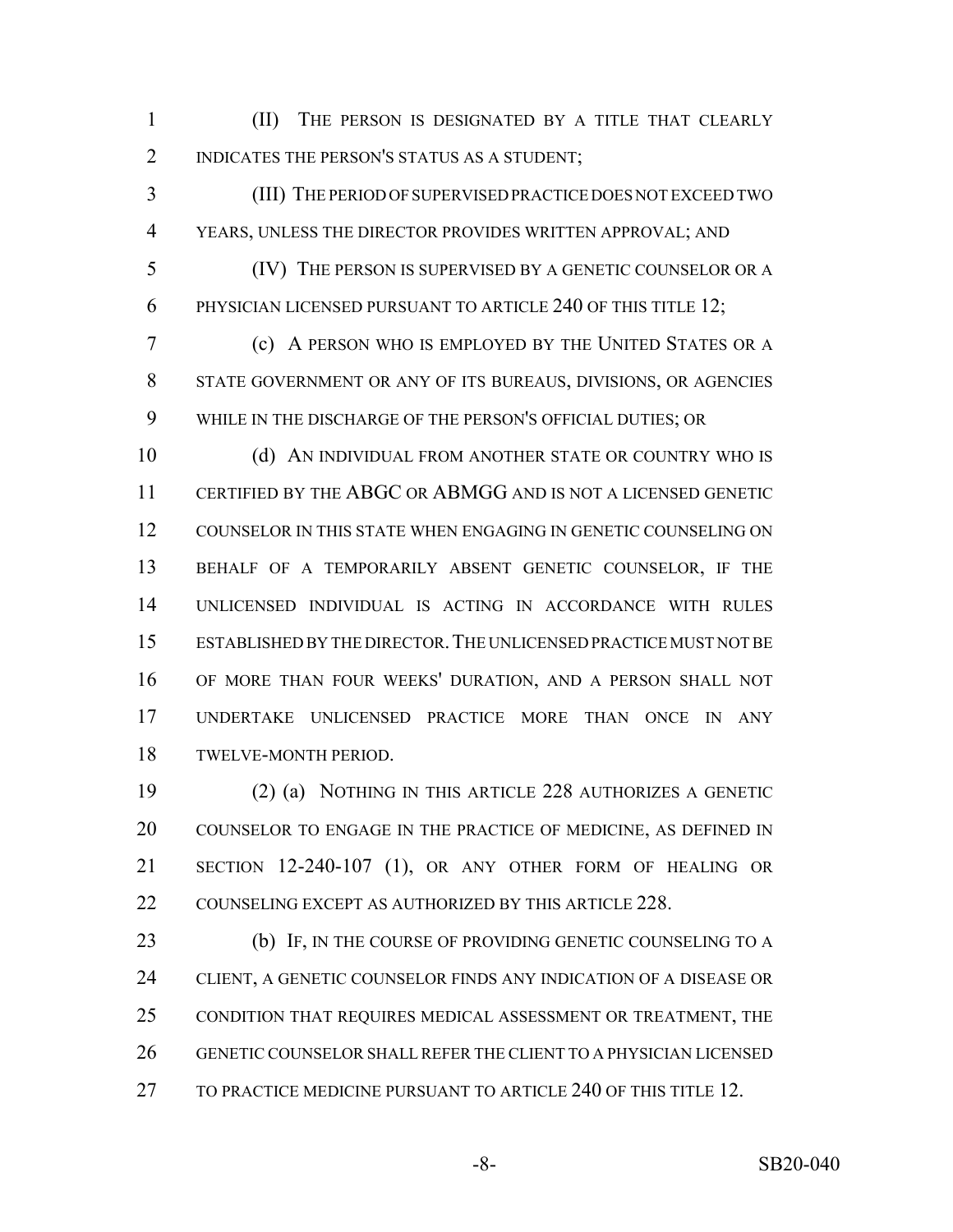(II) THE PERSON IS DESIGNATED BY A TITLE THAT CLEARLY INDICATES THE PERSON'S STATUS AS A STUDENT;

(III) THE PERIOD OF SUPERVISED PRACTICE DOES NOT EXCEED TWO YEARS, UNLESS THE DIRECTOR PROVIDES WRITTEN APPROVAL; AND

(IV) THE PERSON IS SUPERVISED BY A GENETIC COUNSELOR OR A PHYSICIAN LICENSED PURSUANT TO ARTICLE 240 OF THIS TITLE 12;

(c) A PERSON WHO IS EMPLOYED BY THE UNITED STATES OR A STATE GOVERNMENT OR ANY OF ITS BUREAUS, DIVISIONS, OR AGENCIES WHILE IN THE DISCHARGE OF THE PERSON'S OFFICIAL DUTIES; OR

(d) AN INDIVIDUAL FROM ANOTHER STATE OR COUNTRY WHO IS CERTIFIED BY THE ABGC OR ABMGG AND IS NOT A LICENSED GENETIC COUNSELOR IN THIS STATE WHEN ENGAGING IN GENETIC COUNSELING ON BEHALF OF A TEMPORARILY ABSENT GENETIC COUNSELOR, IF THE UNLICENSED INDIVIDUAL IS ACTING IN ACCORDANCE WITH RULES ESTABLISHED BY THE DIRECTOR. THE UNLICENSED PRACTICE MUST NOT BE OF MORE THAN FOUR WEEKS' DURATION, AND A PERSON SHALL NOT UNDERTAKE UNLICENSED PRACTICE MORE THAN ONCE IN ANY TWELVE-MONTH PERIOD.

(2) (a) NOTHING IN THIS ARTICLE 228 AUTHORIZES A GENETIC COUNSELOR TO ENGAGE IN THE PRACTICE OF MEDICINE, AS DEFINED IN SECTION 12-240-107 (1), OR ANY OTHER FORM OF HEALING OR COUNSELING EXCEPT AS AUTHORIZED BY THIS ARTICLE 228.

(b) IF, IN THE COURSE OF PROVIDING GENETIC COUNSELING TO A CLIENT, A GENETIC COUNSELOR FINDS ANY INDICATION OF A DISEASE OR CONDITION THAT REQUIRES MEDICAL ASSESSMENT OR TREATMENT, THE GENETIC COUNSELOR SHALL REFER THE CLIENT TO A PHYSICIAN LICENSED TO PRACTICE MEDICINE PURSUANT TO ARTICLE 240 OF THIS TITLE 12.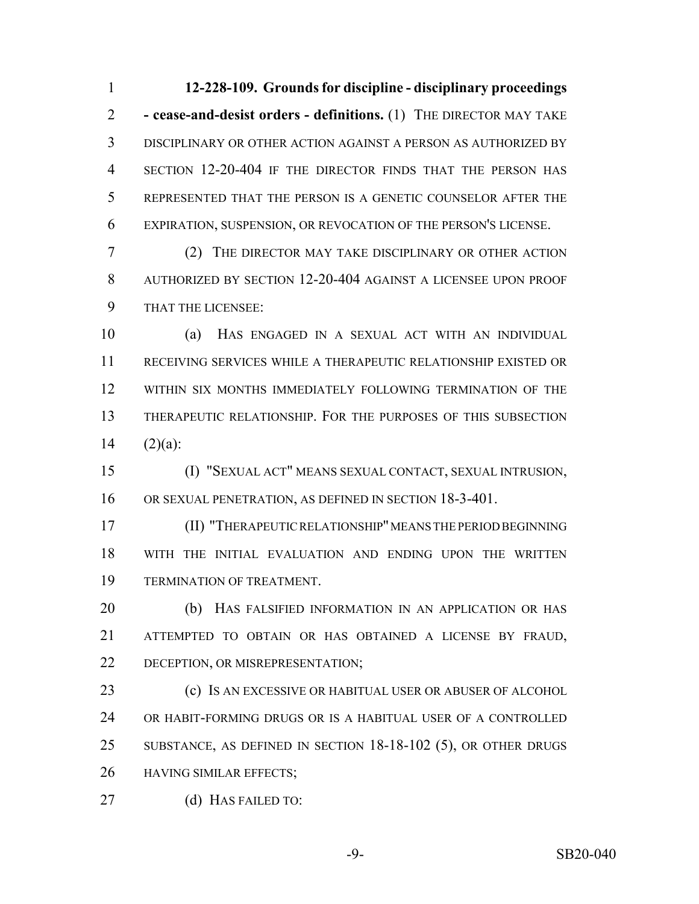**12-228-109. Grounds for discipline - disciplinary proceedings - cease-and-desist orders - definitions.** (1) THE DIRECTOR MAY TAKE DISCIPLINARY OR OTHER ACTION AGAINST A PERSON AS AUTHORIZED BY SECTION 12-20-404 IF THE DIRECTOR FINDS THAT THE PERSON HAS REPRESENTED THAT THE PERSON IS A GENETIC COUNSELOR AFTER THE EXPIRATION, SUSPENSION, OR REVOCATION OF THE PERSON'S LICENSE.

(2) THE DIRECTOR MAY TAKE DISCIPLINARY OR OTHER ACTION AUTHORIZED BY SECTION 12-20-404 AGAINST A LICENSEE UPON PROOF THAT THE LICENSEE:

(a) HAS ENGAGED IN A SEXUAL ACT WITH AN INDIVIDUAL RECEIVING SERVICES WHILE A THERAPEUTIC RELATIONSHIP EXISTED OR WITHIN SIX MONTHS IMMEDIATELY FOLLOWING TERMINATION OF THE THERAPEUTIC RELATIONSHIP. FOR THE PURPOSES OF THIS SUBSECTION (2)(a):

(I) "SEXUAL ACT" MEANS SEXUAL CONTACT, SEXUAL INTRUSION, OR SEXUAL PENETRATION, AS DEFINED IN SECTION 18-3-401.

(II) "THERAPEUTIC RELATIONSHIP" MEANS THE PERIOD BEGINNING WITH THE INITIAL EVALUATION AND ENDING UPON THE WRITTEN TERMINATION OF TREATMENT.

(b) HAS FALSIFIED INFORMATION IN AN APPLICATION OR HAS ATTEMPTED TO OBTAIN OR HAS OBTAINED A LICENSE BY FRAUD, DECEPTION, OR MISREPRESENTATION;

(c) IS AN EXCESSIVE OR HABITUAL USER OR ABUSER OF ALCOHOL OR HABIT-FORMING DRUGS OR IS A HABITUAL USER OF A CONTROLLED SUBSTANCE, AS DEFINED IN SECTION 18-18-102 (5), OR OTHER DRUGS HAVING SIMILAR EFFECTS;

(d) HAS FAILED TO: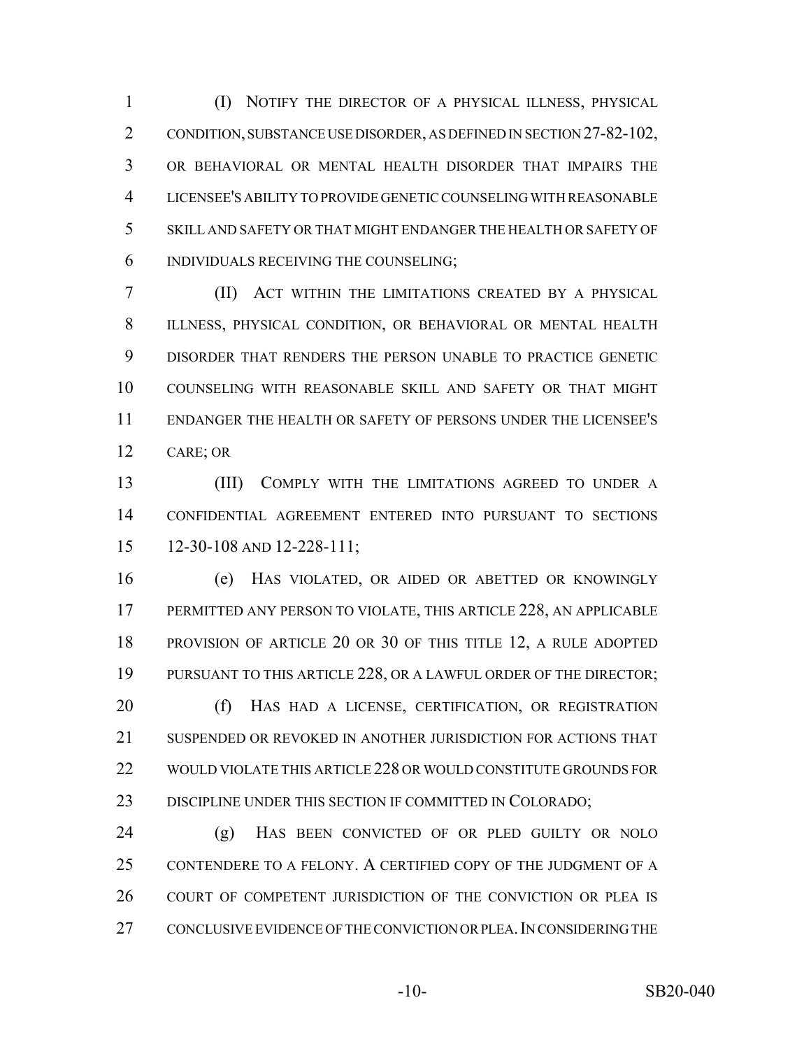(I) NOTIFY THE DIRECTOR OF A PHYSICAL ILLNESS, PHYSICAL CONDITION, SUBSTANCE USE DISORDER, AS DEFINED IN SECTION 27-82-102, OR BEHAVIORAL OR MENTAL HEALTH DISORDER THAT IMPAIRS THE LICENSEE'S ABILITY TO PROVIDE GENETIC COUNSELING WITH REASONABLE SKILL AND SAFETY OR THAT MIGHT ENDANGER THE HEALTH OR SAFETY OF INDIVIDUALS RECEIVING THE COUNSELING;

(II) ACT WITHIN THE LIMITATIONS CREATED BY A PHYSICAL ILLNESS, PHYSICAL CONDITION, OR BEHAVIORAL OR MENTAL HEALTH DISORDER THAT RENDERS THE PERSON UNABLE TO PRACTICE GENETIC COUNSELING WITH REASONABLE SKILL AND SAFETY OR THAT MIGHT ENDANGER THE HEALTH OR SAFETY OF PERSONS UNDER THE LICENSEE'S CARE; OR

(III) COMPLY WITH THE LIMITATIONS AGREED TO UNDER A CONFIDENTIAL AGREEMENT ENTERED INTO PURSUANT TO SECTIONS 12-30-108 AND 12-228-111;

(e) HAS VIOLATED, OR AIDED OR ABETTED OR KNOWINGLY PERMITTED ANY PERSON TO VIOLATE, THIS ARTICLE 228, AN APPLICABLE PROVISION OF ARTICLE 20 OR 30 OF THIS TITLE 12, A RULE ADOPTED PURSUANT TO THIS ARTICLE 228, OR A LAWFUL ORDER OF THE DIRECTOR;

(f) HAS HAD A LICENSE, CERTIFICATION, OR REGISTRATION SUSPENDED OR REVOKED IN ANOTHER JURISDICTION FOR ACTIONS THAT WOULD VIOLATE THIS ARTICLE 228 OR WOULD CONSTITUTE GROUNDS FOR DISCIPLINE UNDER THIS SECTION IF COMMITTED IN COLORADO;

(g) HAS BEEN CONVICTED OF OR PLED GUILTY OR NOLO CONTENDERE TO A FELONY. A CERTIFIED COPY OF THE JUDGMENT OF A COURT OF COMPETENT JURISDICTION OF THE CONVICTION OR PLEA IS CONCLUSIVE EVIDENCE OF THE CONVICTION OR PLEA. IN CONSIDERING THE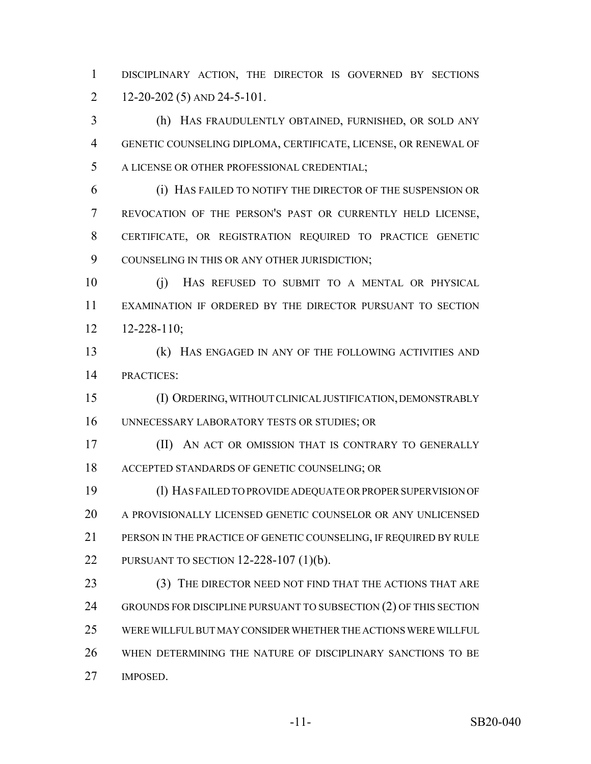DISCIPLINARY ACTION, THE DIRECTOR IS GOVERNED BY SECTIONS 12-20-202 (5) AND 24-5-101.

(h) HAS FRAUDULENTLY OBTAINED, FURNISHED, OR SOLD ANY GENETIC COUNSELING DIPLOMA, CERTIFICATE, LICENSE, OR RENEWAL OF A LICENSE OR OTHER PROFESSIONAL CREDENTIAL;

(i) HAS FAILED TO NOTIFY THE DIRECTOR OF THE SUSPENSION OR REVOCATION OF THE PERSON'S PAST OR CURRENTLY HELD LICENSE, CERTIFICATE, OR REGISTRATION REQUIRED TO PRACTICE GENETIC COUNSELING IN THIS OR ANY OTHER JURISDICTION;

(j) HAS REFUSED TO SUBMIT TO A MENTAL OR PHYSICAL EXAMINATION IF ORDERED BY THE DIRECTOR PURSUANT TO SECTION 12-228-110;

(k) HAS ENGAGED IN ANY OF THE FOLLOWING ACTIVITIES AND PRACTICES:

(I) ORDERING, WITHOUT CLINICAL JUSTIFICATION, DEMONSTRABLY UNNECESSARY LABORATORY TESTS OR STUDIES; OR

(II) AN ACT OR OMISSION THAT IS CONTRARY TO GENERALLY ACCEPTED STANDARDS OF GENETIC COUNSELING; OR

(l) HAS FAILED TO PROVIDE ADEQUATE OR PROPER SUPERVISION OF A PROVISIONALLY LICENSED GENETIC COUNSELOR OR ANY UNLICENSED PERSON IN THE PRACTICE OF GENETIC COUNSELING, IF REQUIRED BY RULE PURSUANT TO SECTION 12-228-107 (1)(b).

(3) THE DIRECTOR NEED NOT FIND THAT THE ACTIONS THAT ARE GROUNDS FOR DISCIPLINE PURSUANT TO SUBSECTION (2) OF THIS SECTION WERE WILLFUL BUT MAY CONSIDER WHETHER THE ACTIONS WERE WILLFUL WHEN DETERMINING THE NATURE OF DISCIPLINARY SANCTIONS TO BE IMPOSED.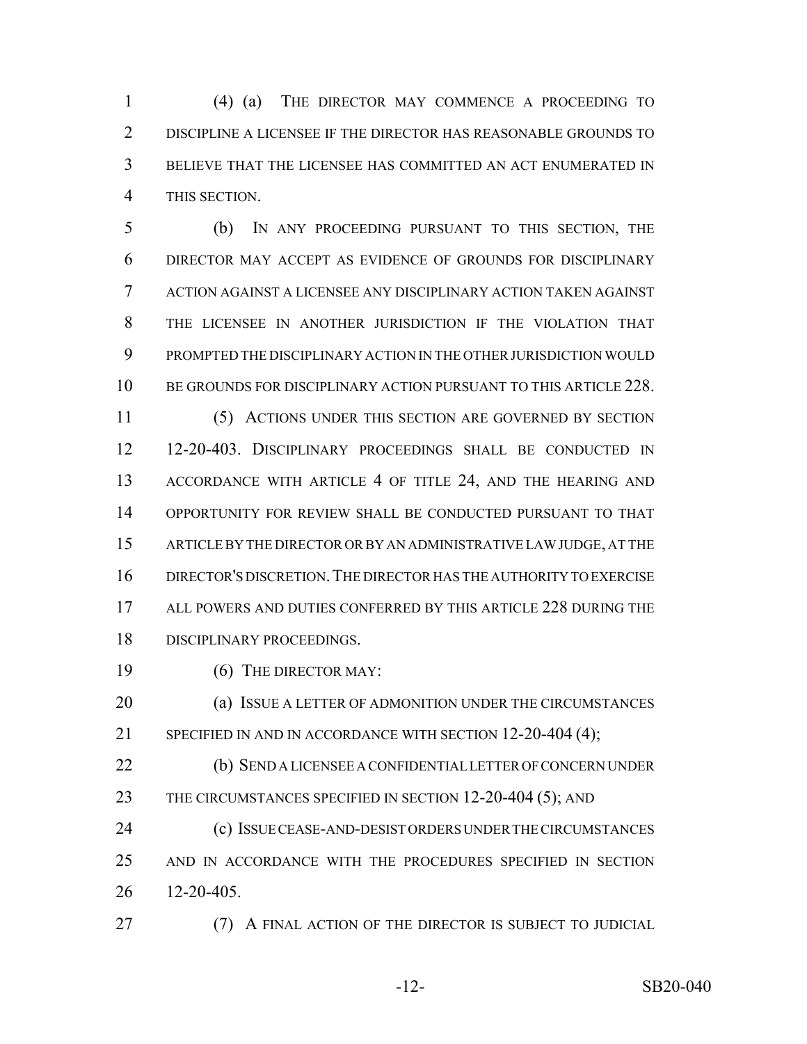(4) (a) THE DIRECTOR MAY COMMENCE A PROCEEDING TO DISCIPLINE A LICENSEE IF THE DIRECTOR HAS REASONABLE GROUNDS TO BELIEVE THAT THE LICENSEE HAS COMMITTED AN ACT ENUMERATED IN THIS SECTION.

(b) IN ANY PROCEEDING PURSUANT TO THIS SECTION, THE DIRECTOR MAY ACCEPT AS EVIDENCE OF GROUNDS FOR DISCIPLINARY ACTION AGAINST A LICENSEE ANY DISCIPLINARY ACTION TAKEN AGAINST THE LICENSEE IN ANOTHER JURISDICTION IF THE VIOLATION THAT PROMPTED THE DISCIPLINARY ACTION IN THE OTHER JURISDICTION WOULD BE GROUNDS FOR DISCIPLINARY ACTION PURSUANT TO THIS ARTICLE 228.

(5) ACTIONS UNDER THIS SECTION ARE GOVERNED BY SECTION 12-20-403. DISCIPLINARY PROCEEDINGS SHALL BE CONDUCTED IN ACCORDANCE WITH ARTICLE 4 OF TITLE 24, AND THE HEARING AND OPPORTUNITY FOR REVIEW SHALL BE CONDUCTED PURSUANT TO THAT ARTICLE BY THE DIRECTOR OR BY AN ADMINISTRATIVE LAW JUDGE, AT THE DIRECTOR'S DISCRETION. THE DIRECTOR HAS THE AUTHORITY TO EXERCISE ALL POWERS AND DUTIES CONFERRED BY THIS ARTICLE 228 DURING THE DISCIPLINARY PROCEEDINGS.

(6) THE DIRECTOR MAY:

(a) ISSUE A LETTER OF ADMONITION UNDER THE CIRCUMSTANCES SPECIFIED IN AND IN ACCORDANCE WITH SECTION 12-20-404 (4);

(b) SEND A LICENSEE A CONFIDENTIAL LETTER OF CONCERN UNDER THE CIRCUMSTANCES SPECIFIED IN SECTION 12-20-404 (5); AND

(c) ISSUE CEASE-AND-DESIST ORDERS UNDER THE CIRCUMSTANCES AND IN ACCORDANCE WITH THE PROCEDURES SPECIFIED IN SECTION 12-20-405.

(7) A FINAL ACTION OF THE DIRECTOR IS SUBJECT TO JUDICIAL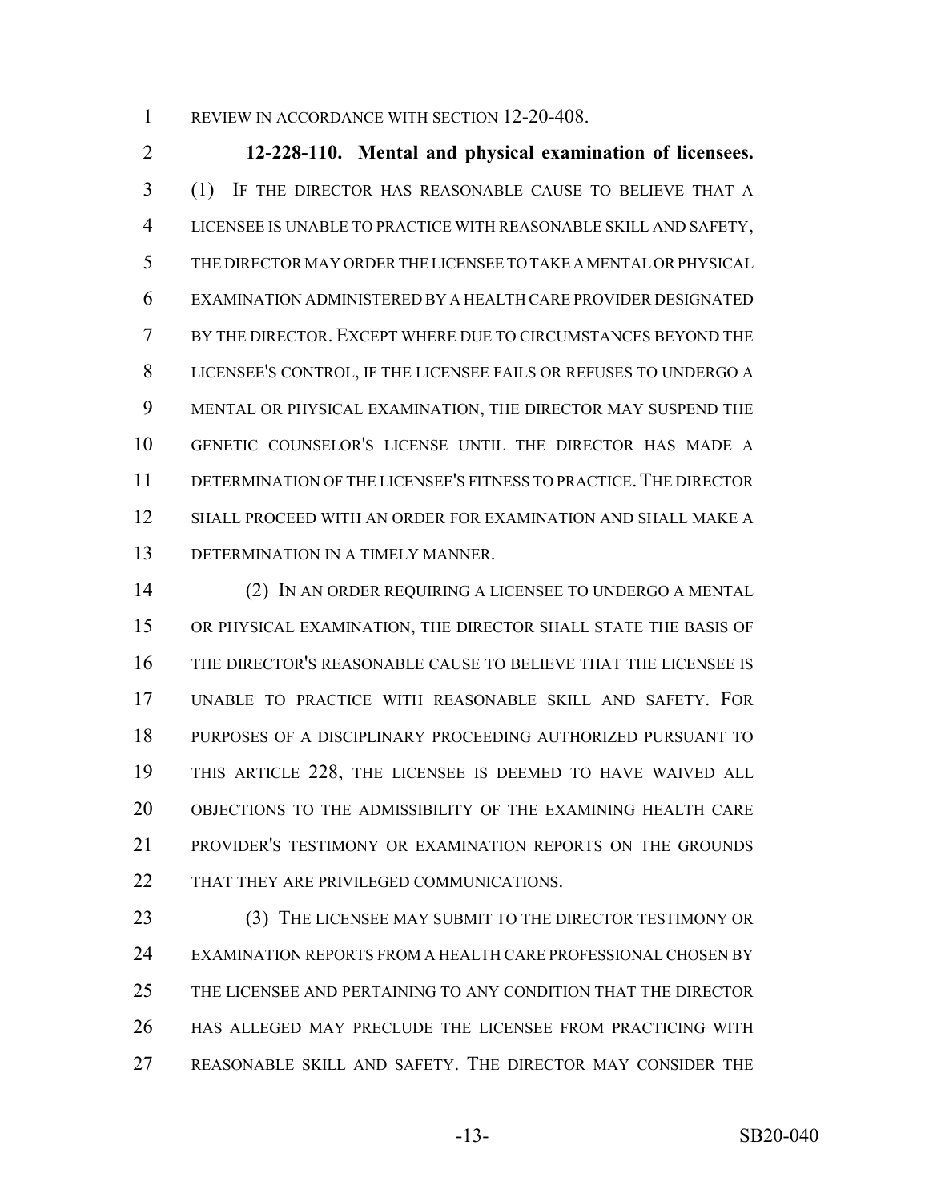REVIEW IN ACCORDANCE WITH SECTION 12-20-408.

**12-228-110. Mental and physical examination of licensees.** (1) IF THE DIRECTOR HAS REASONABLE CAUSE TO BELIEVE THAT A LICENSEE IS UNABLE TO PRACTICE WITH REASONABLE SKILL AND SAFETY, THE DIRECTOR MAY ORDER THE LICENSEE TO TAKE A MENTAL OR PHYSICAL EXAMINATION ADMINISTERED BY A HEALTH CARE PROVIDER DESIGNATED BY THE DIRECTOR. EXCEPT WHERE DUE TO CIRCUMSTANCES BEYOND THE LICENSEE'S CONTROL, IF THE LICENSEE FAILS OR REFUSES TO UNDERGO A MENTAL OR PHYSICAL EXAMINATION, THE DIRECTOR MAY SUSPEND THE GENETIC COUNSELOR'S LICENSE UNTIL THE DIRECTOR HAS MADE A DETERMINATION OF THE LICENSEE'S FITNESS TO PRACTICE. THE DIRECTOR SHALL PROCEED WITH AN ORDER FOR EXAMINATION AND SHALL MAKE A DETERMINATION IN A TIMELY MANNER.

(2) IN AN ORDER REQUIRING A LICENSEE TO UNDERGO A MENTAL OR PHYSICAL EXAMINATION, THE DIRECTOR SHALL STATE THE BASIS OF THE DIRECTOR'S REASONABLE CAUSE TO BELIEVE THAT THE LICENSEE IS UNABLE TO PRACTICE WITH REASONABLE SKILL AND SAFETY. FOR PURPOSES OF A DISCIPLINARY PROCEEDING AUTHORIZED PURSUANT TO THIS ARTICLE 228, THE LICENSEE IS DEEMED TO HAVE WAIVED ALL OBJECTIONS TO THE ADMISSIBILITY OF THE EXAMINING HEALTH CARE PROVIDER'S TESTIMONY OR EXAMINATION REPORTS ON THE GROUNDS THAT THEY ARE PRIVILEGED COMMUNICATIONS.

(3) THE LICENSEE MAY SUBMIT TO THE DIRECTOR TESTIMONY OR EXAMINATION REPORTS FROM A HEALTH CARE PROFESSIONAL CHOSEN BY THE LICENSEE AND PERTAINING TO ANY CONDITION THAT THE DIRECTOR HAS ALLEGED MAY PRECLUDE THE LICENSEE FROM PRACTICING WITH REASONABLE SKILL AND SAFETY. THE DIRECTOR MAY CONSIDER THE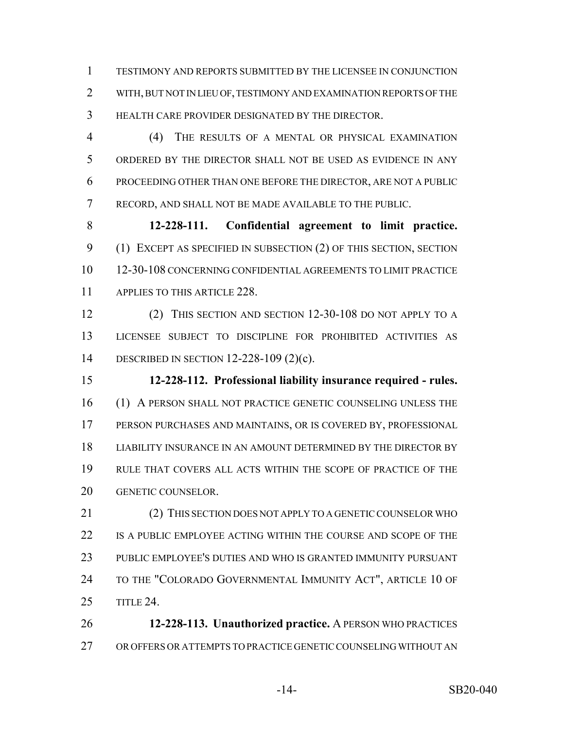TESTIMONY AND REPORTS SUBMITTED BY THE LICENSEE IN CONJUNCTION WITH, BUT NOT IN LIEU OF, TESTIMONY AND EXAMINATION REPORTS OF THE HEALTH CARE PROVIDER DESIGNATED BY THE DIRECTOR.

(4) THE RESULTS OF A MENTAL OR PHYSICAL EXAMINATION ORDERED BY THE DIRECTOR SHALL NOT BE USED AS EVIDENCE IN ANY PROCEEDING OTHER THAN ONE BEFORE THE DIRECTOR, ARE NOT A PUBLIC RECORD, AND SHALL NOT BE MADE AVAILABLE TO THE PUBLIC.

**12-228-111. Confidential agreement to limit practice.** (1) EXCEPT AS SPECIFIED IN SUBSECTION (2) OF THIS SECTION, SECTION 12-30-108 CONCERNING CONFIDENTIAL AGREEMENTS TO LIMIT PRACTICE APPLIES TO THIS ARTICLE 228.

(2) THIS SECTION AND SECTION 12-30-108 DO NOT APPLY TO A LICENSEE SUBJECT TO DISCIPLINE FOR PROHIBITED ACTIVITIES AS DESCRIBED IN SECTION 12-228-109 (2)(c).

**12-228-112. Professional liability insurance required - rules.** (1) A PERSON SHALL NOT PRACTICE GENETIC COUNSELING UNLESS THE PERSON PURCHASES AND MAINTAINS, OR IS COVERED BY, PROFESSIONAL LIABILITY INSURANCE IN AN AMOUNT DETERMINED BY THE DIRECTOR BY RULE THAT COVERS ALL ACTS WITHIN THE SCOPE OF PRACTICE OF THE GENETIC COUNSELOR.

(2) THIS SECTION DOES NOT APPLY TO A GENETIC COUNSELOR WHO IS A PUBLIC EMPLOYEE ACTING WITHIN THE COURSE AND SCOPE OF THE PUBLIC EMPLOYEE'S DUTIES AND WHO IS GRANTED IMMUNITY PURSUANT TO THE "COLORADO GOVERNMENTAL IMMUNITY ACT", ARTICLE 10 OF TITLE 24.

**12-228-113. Unauthorized practice.** A PERSON WHO PRACTICES OR OFFERS OR ATTEMPTS TO PRACTICE GENETIC COUNSELING WITHOUT AN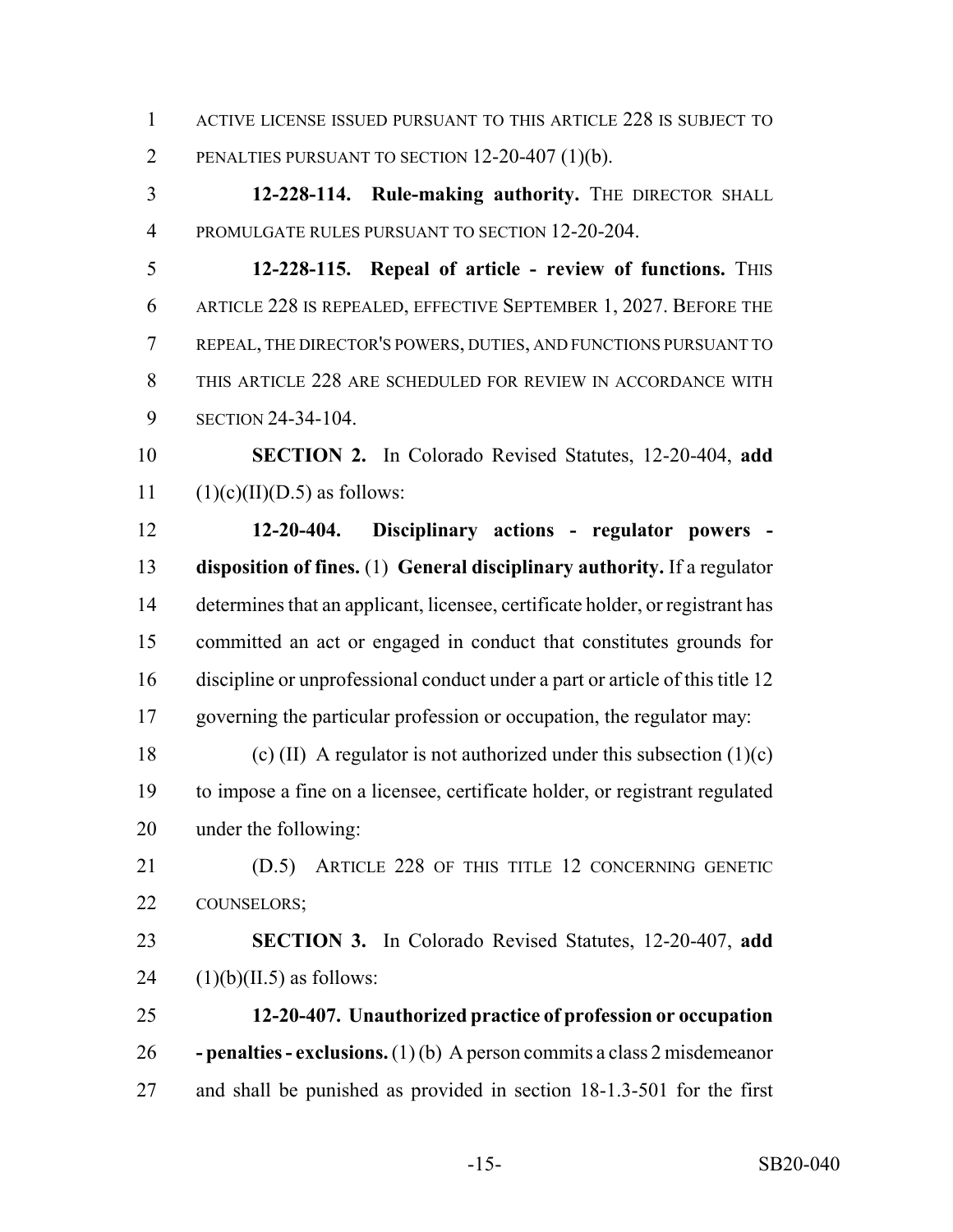ACTIVE LICENSE ISSUED PURSUANT TO THIS ARTICLE 228 IS SUBJECT TO PENALTIES PURSUANT TO SECTION 12-20-407 (1)(b).

**12-228-114. Rule-making authority.** THE DIRECTOR SHALL PROMULGATE RULES PURSUANT TO SECTION 12-20-204.

**12-228-115. Repeal of article - review of functions.** THIS ARTICLE 228 IS REPEALED, EFFECTIVE SEPTEMBER 1, 2027. BEFORE THE REPEAL, THE DIRECTOR'S POWERS, DUTIES, AND FUNCTIONS PURSUANT TO THIS ARTICLE 228 ARE SCHEDULED FOR REVIEW IN ACCORDANCE WITH SECTION 24-34-104.

**SECTION 2.** In Colorado Revised Statutes, 12-20-404, **add** (1)(c)(II)(D.5) as follows:

**12-20-404. Disciplinary actions - regulator powers - disposition of fines.** (1) **General disciplinary authority.** If a regulator determines that an applicant, licensee, certificate holder, or registrant has committed an act or engaged in conduct that constitutes grounds for discipline or unprofessional conduct under a part or article of this title 12 governing the particular profession or occupation, the regulator may:

(c) (II) A regulator is not authorized under this subsection (1)(c) to impose a fine on a licensee, certificate holder, or registrant regulated under the following:

(D.5) ARTICLE 228 OF THIS TITLE 12 CONCERNING GENETIC COUNSELORS;

**SECTION 3.** In Colorado Revised Statutes, 12-20-407, **add** (1)(b)(II.5) as follows:

**12-20-407. Unauthorized practice of profession or occupation - penalties - exclusions.** (1) (b) A person commits a class 2 misdemeanor and shall be punished as provided in section 18-1.3-501 for the first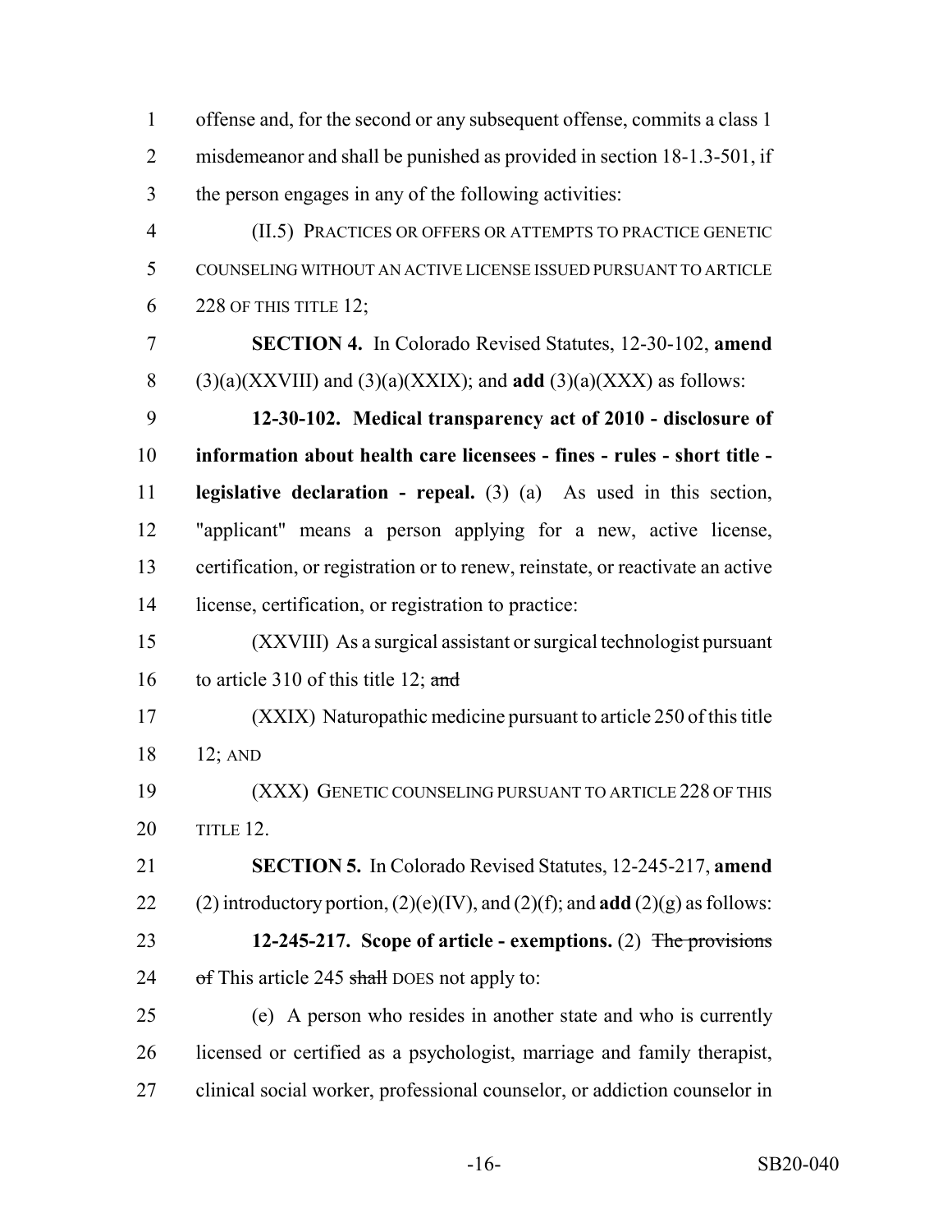offense and, for the second or any subsequent offense, commits a class 1 misdemeanor and shall be punished as provided in section 18-1.3-501, if the person engages in any of the following activities:

(II.5) PRACTICES OR OFFERS OR ATTEMPTS TO PRACTICE GENETIC COUNSELING WITHOUT AN ACTIVE LICENSE ISSUED PURSUANT TO ARTICLE 228 OF THIS TITLE 12;

**SECTION 4.** In Colorado Revised Statutes, 12-30-102, **amend** (3)(a)(XXVIII) and (3)(a)(XXIX); and **add** (3)(a)(XXX) as follows:

**12-30-102. Medical transparency act of 2010 - disclosure of information about health care licensees - fines - rules - short title - legislative declaration - repeal.** (3) (a) As used in this section, "applicant" means a person applying for a new, active license, certification, or registration or to renew, reinstate, or reactivate an active license, certification, or registration to practice:

(XXVIII) As a surgical assistant or surgical technologist pursuant to article 310 of this title 12; ~~and~~

(XXIX) Naturopathic medicine pursuant to article 250 of this title 12; AND

(XXX) GENETIC COUNSELING PURSUANT TO ARTICLE 228 OF THIS TITLE 12.

**SECTION 5.** In Colorado Revised Statutes, 12-245-217, **amend** (2) introductory portion, (2)(e)(IV), and (2)(f); and **add** (2)(g) as follows:

**12-245-217. Scope of article - exemptions.** (2) ~~The provisions of~~ This article 245 ~~shall~~ DOES not apply to:

(e) A person who resides in another state and who is currently licensed or certified as a psychologist, marriage and family therapist, clinical social worker, professional counselor, or addiction counselor in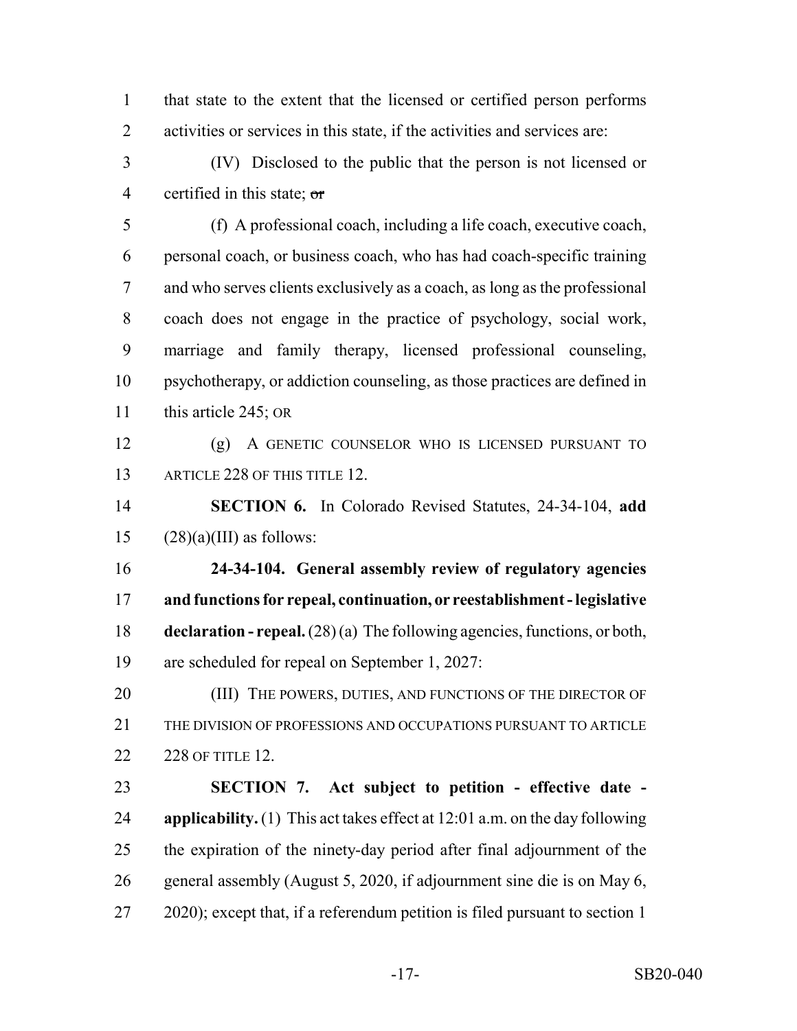that state to the extent that the licensed or certified person performs activities or services in this state, if the activities and services are:

(IV) Disclosed to the public that the person is not licensed or certified in this state; ~~or~~

(f) A professional coach, including a life coach, executive coach, personal coach, or business coach, who has had coach-specific training and who serves clients exclusively as a coach, as long as the professional coach does not engage in the practice of psychology, social work, marriage and family therapy, licensed professional counseling, psychotherapy, or addiction counseling, as those practices are defined in this article 245; OR

(g) A GENETIC COUNSELOR WHO IS LICENSED PURSUANT TO ARTICLE 228 OF THIS TITLE 12.

**SECTION 6.** In Colorado Revised Statutes, 24-34-104, **add** (28)(a)(III) as follows:

**24-34-104. General assembly review of regulatory agencies and functions for repeal, continuation, or reestablishment - legislative declaration - repeal.** (28) (a) The following agencies, functions, or both, are scheduled for repeal on September 1, 2027:

(III) THE POWERS, DUTIES, AND FUNCTIONS OF THE DIRECTOR OF THE DIVISION OF PROFESSIONS AND OCCUPATIONS PURSUANT TO ARTICLE 228 OF TITLE 12.

**SECTION 7. Act subject to petition - effective date - applicability.** (1) This act takes effect at 12:01 a.m. on the day following the expiration of the ninety-day period after final adjournment of the general assembly (August 5, 2020, if adjournment sine die is on May 6, 2020); except that, if a referendum petition is filed pursuant to section 1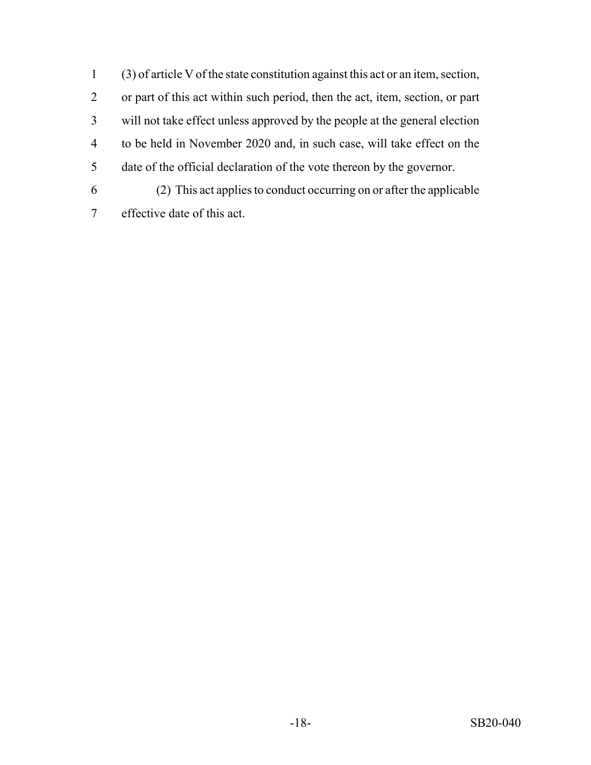(3) of article V of the state constitution against this act or an item, section, or part of this act within such period, then the act, item, section, or part will not take effect unless approved by the people at the general election to be held in November 2020 and, in such case, will take effect on the date of the official declaration of the vote thereon by the governor.

(2) This act applies to conduct occurring on or after the applicable effective date of this act.